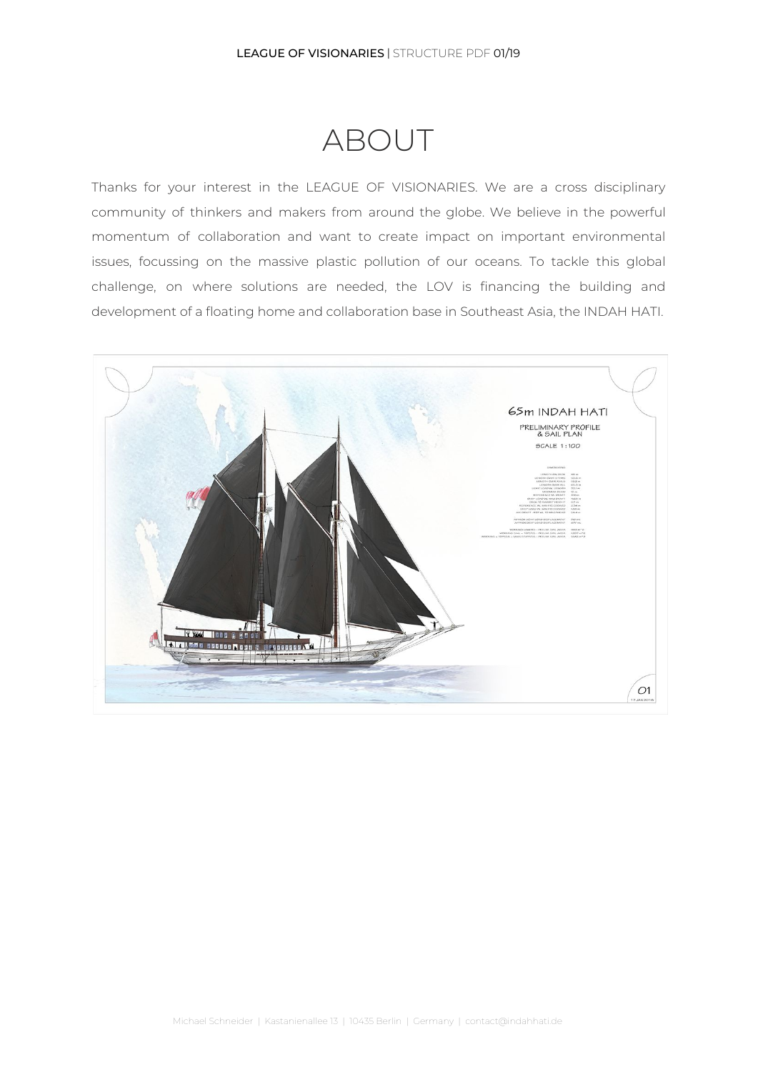# ABOUT

Thanks for your interest in the LEAGUE OF VISIONARIES. We are a cross disciplinary community of thinkers and makers from around the globe. We believe in the powerful momentum of collaboration and want to create impact on important environmental issues, focussing on the massive plastic pollution of our oceans. To tackle this global challenge, on where solutions are needed, the LOV is financing the building and development of a floating home and collaboration base in Southeast Asia, the INDAH HATI.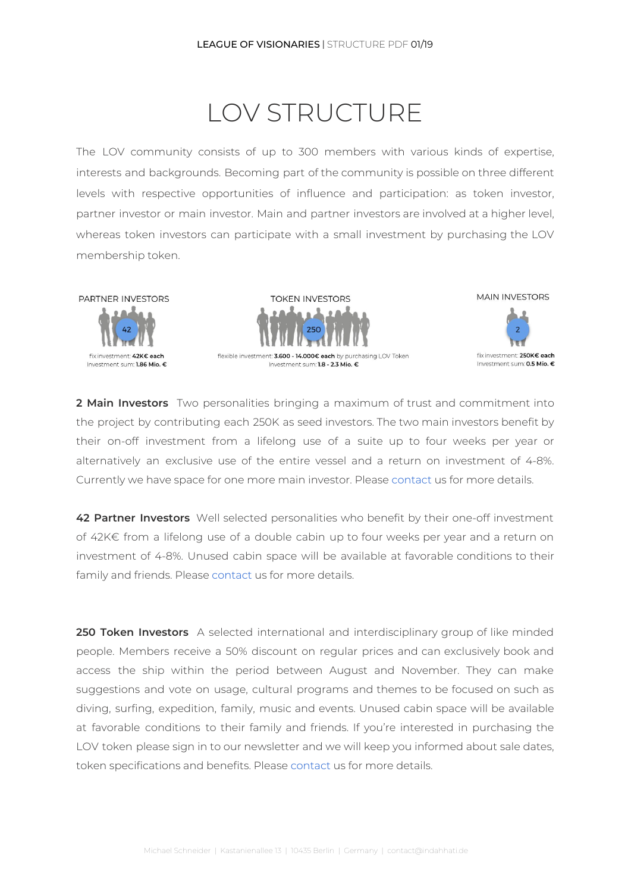# LOV STRUCTURE

The LOV community consists of up to 300 members with various kinds of expertise, interests and backgrounds. Becoming part of the community is possible on three different levels with respective opportunities of influence and participation: as token investor, partner investor or main investor. Main and partner investors are involved at a higher level, whereas token investors can participate with a small investment by purchasing the LOV membership token.

PARTNER INVESTORS

42

fix investment: **42K€ each**
Investment sum: **1.86 Mio. €**

TOKEN INVESTORS

250

flexible investment: **3.600 - 14.000€ each** by purchasing LOV Token
Investment sum: **1.8 - 2.3 Mio. €**

MAIN INVESTORS

2

fix investment: **250K€ each**
Investment sum: **0.5 Mio. €**

**2 Main Investors** Two personalities bringing a maximum of trust and commitment into the project by contributing each 250K as seed investors. The two main investors benefit by their on-off investment from a lifelong use of a suite up to four weeks per year or alternatively an exclusive use of the entire vessel and a return on investment of 4-8%. Currently we have space for one more main investor. Please contact us for more details.

**42 Partner Investors** Well selected personalities who benefit by their one-off investment of 42K€ from a lifelong use of a double cabin up to four weeks per year and a return on investment of 4-8%. Unused cabin space will be available at favorable conditions to their family and friends. Please contact us for more details.

**250 Token Investors** A selected international and interdisciplinary group of like minded people. Members receive a 50% discount on regular prices and can exclusively book and access the ship within the period between August and November. They can make suggestions and vote on usage, cultural programs and themes to be focused on such as diving, surfing, expedition, family, music and events. Unused cabin space will be available at favorable conditions to their family and friends. If you're interested in purchasing the LOV token please sign in to our newsletter and we will keep you informed about sale dates, token specifications and benefits. Please contact us for more details.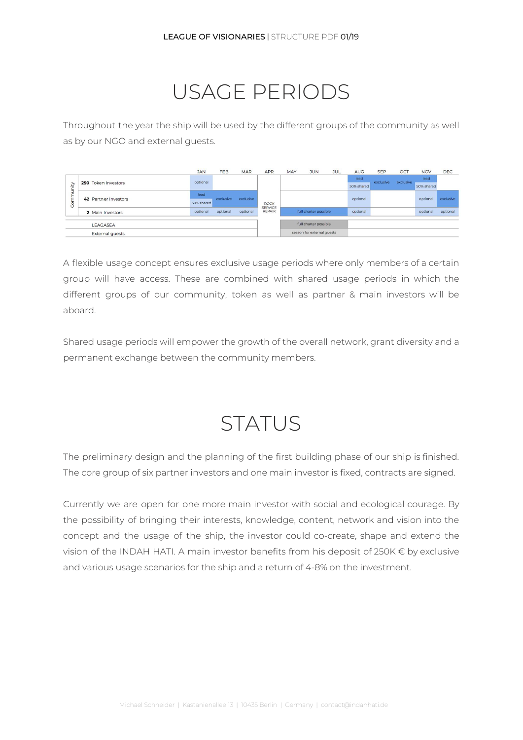# USAGE PERIODS

Throughout the year the ship will be used by the different groups of the community as well as by our NGO and external guests.

| | | JAN | FEB | MAR | APR | MAY | JUN | JUL | AUG | SEP | OCT | NOV | DEC |
|---|---|---|---|---|---|---|---|---|---|---|---|---|---|
| Community | **250** Token Investors | optional | | | DOCK SERVICE REPAIR | | | | lead / 50% shared | exclusive | exclusive | lead / 50% shared | |
| | **42** Partner Investors | lead / 50% shared | exclusive | exclusive | | | | | optional | | | optional | exclusive |
| | **2** Main Investors | optional | optional | optional | | full charter possible | | | optional | | | optional | optional |
| | LEAGASEA | | | | | full charter possible | | | | | | | |
| | External guests | | | | | season for external guests | | | | | | | |

A flexible usage concept ensures exclusive usage periods where only members of a certain group will have access. These are combined with shared usage periods in which the different groups of our community, token as well as partner & main investors will be aboard.

Shared usage periods will empower the growth of the overall network, grant diversity and a permanent exchange between the community members.

# STATUS

The preliminary design and the planning of the first building phase of our ship is finished. The core group of six partner investors and one main investor is fixed, contracts are signed.

Currently we are open for one more main investor with social and ecological courage. By the possibility of bringing their interests, knowledge, content, network and vision into the concept and the usage of the ship, the investor could co-create, shape and extend the vision of the INDAH HATI. A main investor benefits from his deposit of 250K € by exclusive and various usage scenarios for the ship and a return of 4-8% on the investment.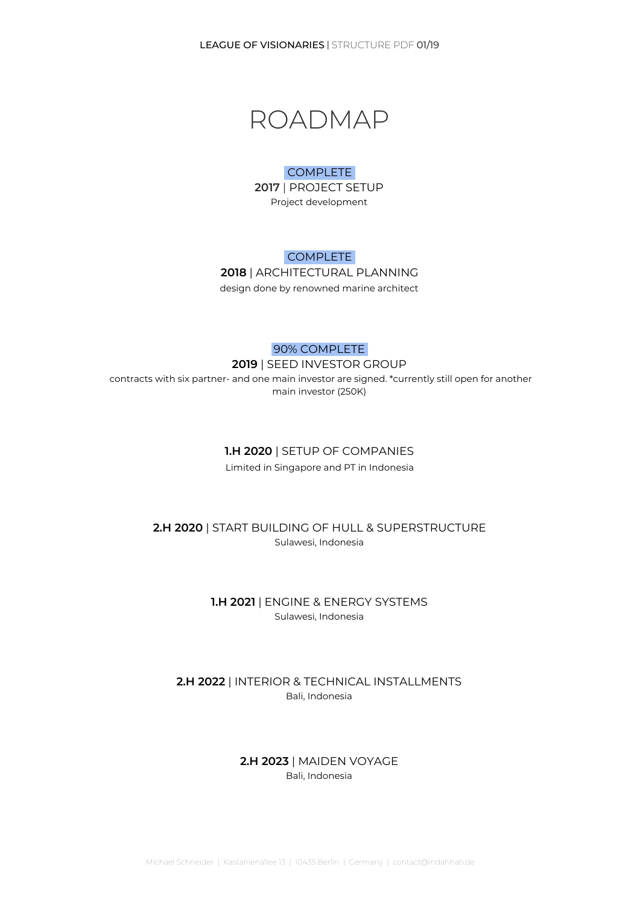# ROADMAP

COMPLETE
**2017** | PROJECT SETUP
Project development

COMPLETE
**2018** | ARCHITECTURAL PLANNING
design done by renowned marine architect

90% COMPLETE
**2019** | SEED INVESTOR GROUP
contracts with six partner- and one main investor are signed. *currently still open for another main investor (250K)

**1.H 2020** | SETUP OF COMPANIES
Limited in Singapore and PT in Indonesia

**2.H 2020** | START BUILDING OF HULL & SUPERSTRUCTURE
Sulawesi, Indonesia

**1.H 2021** | ENGINE & ENERGY SYSTEMS
Sulawesi, Indonesia

**2.H 2022** | INTERIOR & TECHNICAL INSTALLMENTS
Bali, Indonesia

**2.H 2023** | MAIDEN VOYAGE
Bali, Indonesia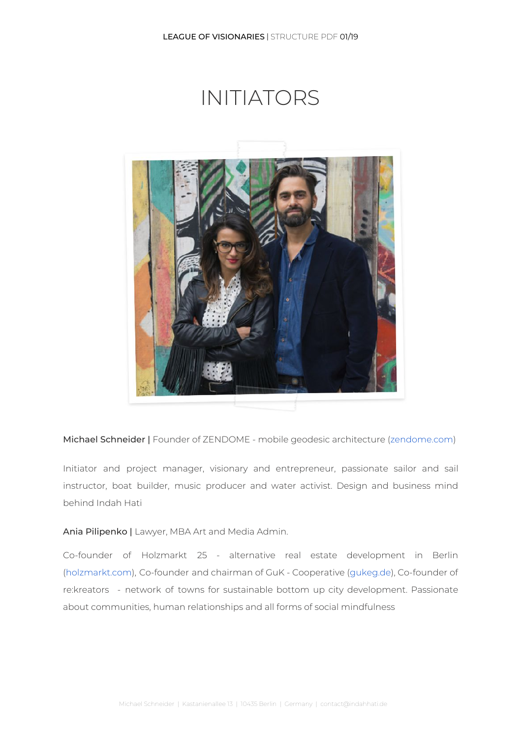# INITIATORS

**Michael Schneider |** Founder of ZENDOME - mobile geodesic architecture (zendome.com)

Initiator and project manager, visionary and entrepreneur, passionate sailor and sail instructor, boat builder, music producer and water activist. Design and business mind behind Indah Hati

**Ania Pilipenko |** Lawyer, MBA Art and Media Admin.

Co-founder of Holzmarkt 25 - alternative real estate development in Berlin (holzmarkt.com), Co-founder and chairman of GuK - Cooperative (gukeg.de), Co-founder of re:kreators - network of towns for sustainable bottom up city development. Passionate about communities, human relationships and all forms of social mindfulness